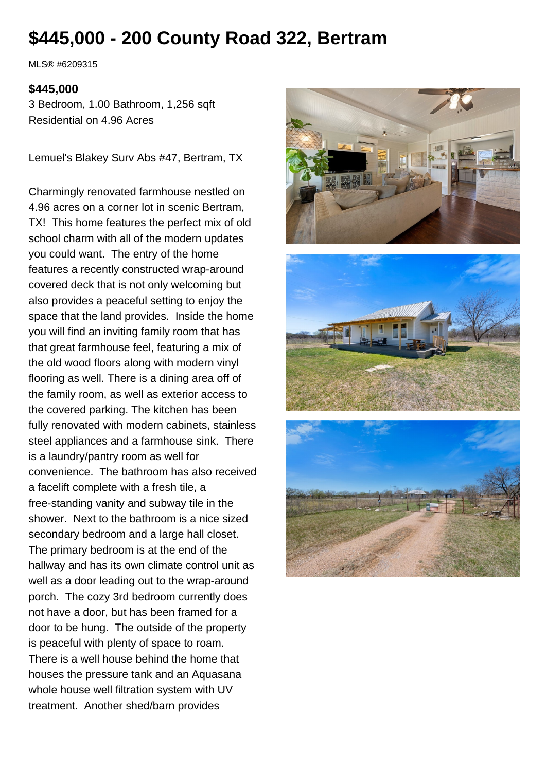# $445,000 - 200 County Road 322, Bertram

MLS® #6209315

**$445,000**

3 Bedroom, 1.00 Bathroom, 1,256 sqft
Residential on 4.96 Acres

Lemuel's Blakey Surv Abs #47, Bertram, TX

Charmingly renovated farmhouse nestled on 4.96 acres on a corner lot in scenic Bertram, TX! This home features the perfect mix of old school charm with all of the modern updates you could want. The entry of the home features a recently constructed wrap-around covered deck that is not only welcoming but also provides a peaceful setting to enjoy the space that the land provides. Inside the home you will find an inviting family room that has that great farmhouse feel, featuring a mix of the old wood floors along with modern vinyl flooring as well. There is a dining area off of the family room, as well as exterior access to the covered parking. The kitchen has been fully renovated with modern cabinets, stainless steel appliances and a farmhouse sink. There is a laundry/pantry room as well for convenience. The bathroom has also received a facelift complete with a fresh tile, a free-standing vanity and subway tile in the shower. Next to the bathroom is a nice sized secondary bedroom and a large hall closet. The primary bedroom is at the end of the hallway and has its own climate control unit as well as a door leading out to the wrap-around porch. The cozy 3rd bedroom currently does not have a door, but has been framed for a door to be hung. The outside of the property is peaceful with plenty of space to roam. There is a well house behind the home that houses the pressure tank and an Aquasana whole house well filtration system with UV treatment. Another shed/barn provides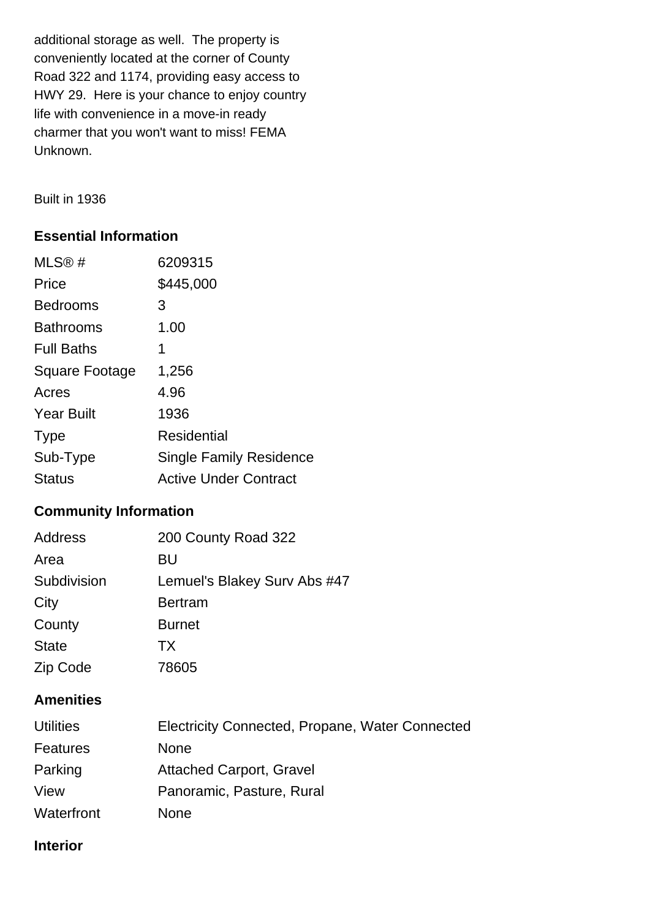additional storage as well. The property is conveniently located at the corner of County Road 322 and 1174, providing easy access to HWY 29. Here is your chance to enjoy country life with convenience in a move-in ready charmer that you won't want to miss! FEMA Unknown.

Built in 1936

## Essential Information

| | |
|---|---|
| MLS® # | 6209315 |
| Price | $445,000 |
| Bedrooms | 3 |
| Bathrooms | 1.00 |
| Full Baths | 1 |
| Square Footage | 1,256 |
| Acres | 4.96 |
| Year Built | 1936 |
| Type | Residential |
| Sub-Type | Single Family Residence |
| Status | Active Under Contract |

## Community Information

| | |
|---|---|
| Address | 200 County Road 322 |
| Area | BU |
| Subdivision | Lemuel's Blakey Surv Abs #47 |
| City | Bertram |
| County | Burnet |
| State | TX |
| Zip Code | 78605 |

## Amenities

| | |
|---|---|
| Utilities | Electricity Connected, Propane, Water Connected |
| Features | None |
| Parking | Attached Carport, Gravel |
| View | Panoramic, Pasture, Rural |
| Waterfront | None |

## Interior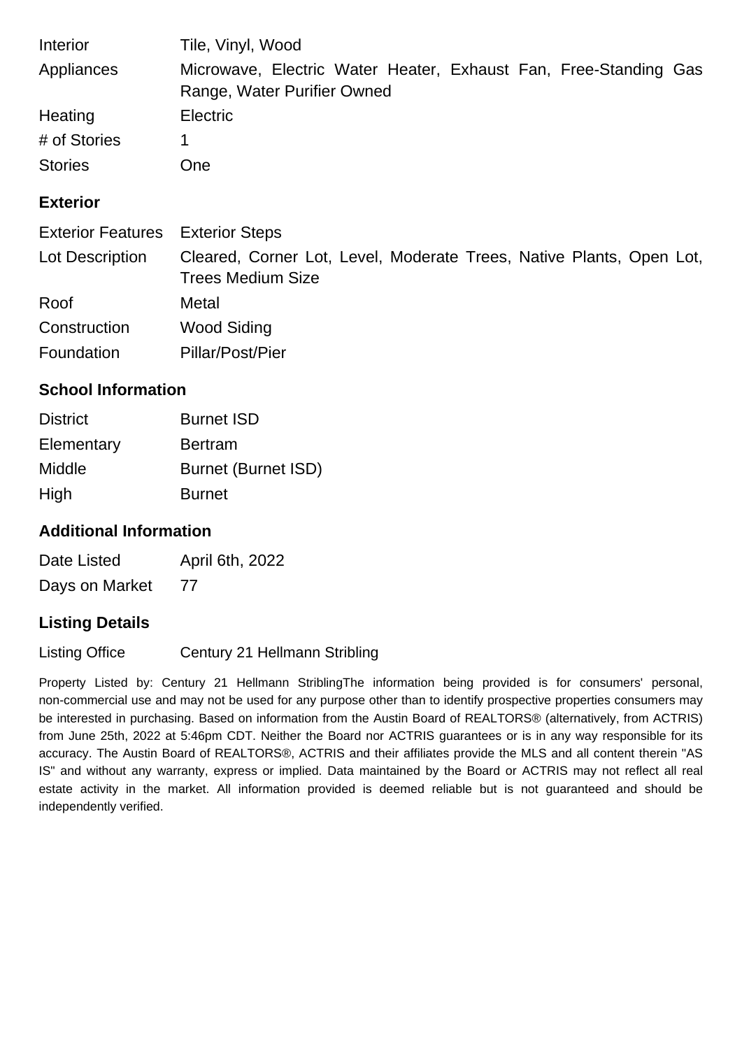| | |
|---|---|
| Interior | Tile, Vinyl, Wood |
| Appliances | Microwave, Electric Water Heater, Exhaust Fan, Free-Standing Gas Range, Water Purifier Owned |
| Heating | Electric |
| # of Stories | 1 |
| Stories | One |

### Exterior

| | |
|---|---|
| Exterior Features | Exterior Steps |
| Lot Description | Cleared, Corner Lot, Level, Moderate Trees, Native Plants, Open Lot, Trees Medium Size |
| Roof | Metal |
| Construction | Wood Siding |
| Foundation | Pillar/Post/Pier |

### School Information

| | |
|---|---|
| District | Burnet ISD |
| Elementary | Bertram |
| Middle | Burnet (Burnet ISD) |
| High | Burnet |

### Additional Information

| | |
|---|---|
| Date Listed | April 6th, 2022 |
| Days on Market | 77 |

### Listing Details

| | |
|---|---|
| Listing Office | Century 21 Hellmann Stribling |

Property Listed by: Century 21 Hellmann StriblingThe information being provided is for consumers' personal, non-commercial use and may not be used for any purpose other than to identify prospective properties consumers may be interested in purchasing. Based on information from the Austin Board of REALTORS® (alternatively, from ACTRIS) from June 25th, 2022 at 5:46pm CDT. Neither the Board nor ACTRIS guarantees or is in any way responsible for its accuracy. The Austin Board of REALTORS®, ACTRIS and their affiliates provide the MLS and all content therein "AS IS" and without any warranty, express or implied. Data maintained by the Board or ACTRIS may not reflect all real estate activity in the market. All information provided is deemed reliable but is not guaranteed and should be independently verified.